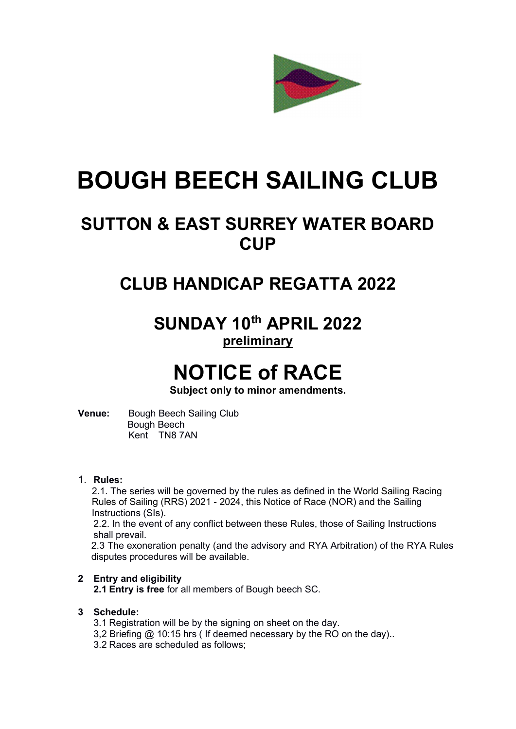# BOUGH BEECH SAILING CLUB

## SUTTON & EAST SURREY WATER BOARD CUP

## CLUB HANDICAP REGATTA 2022

## SUNDAY 10th APRIL 2022

**preliminary**

# NOTICE of RACE

**Subject only to minor amendments.**

**Venue:** Bough Beech Sailing Club
Bough Beech
Kent TN8 7AN

1. **Rules:**
   2.1. The series will be governed by the rules as defined in the World Sailing Racing Rules of Sailing (RRS) 2021 - 2024, this Notice of Race (NOR) and the Sailing Instructions (SIs).
   2.2. In the event of any conflict between these Rules, those of Sailing Instructions shall prevail.
   2.3 The exoneration penalty (and the advisory and RYA Arbitration) of the RYA Rules disputes procedures will be available.

**2 Entry and eligibility**
   **2.1 Entry is free** for all members of Bough beech SC.

**3 Schedule:**
   3.1 Registration will be by the signing on sheet on the day.
   3,2 Briefing @ 10:15 hrs ( If deemed necessary by the RO on the day)..
   3.2 Races are scheduled as follows;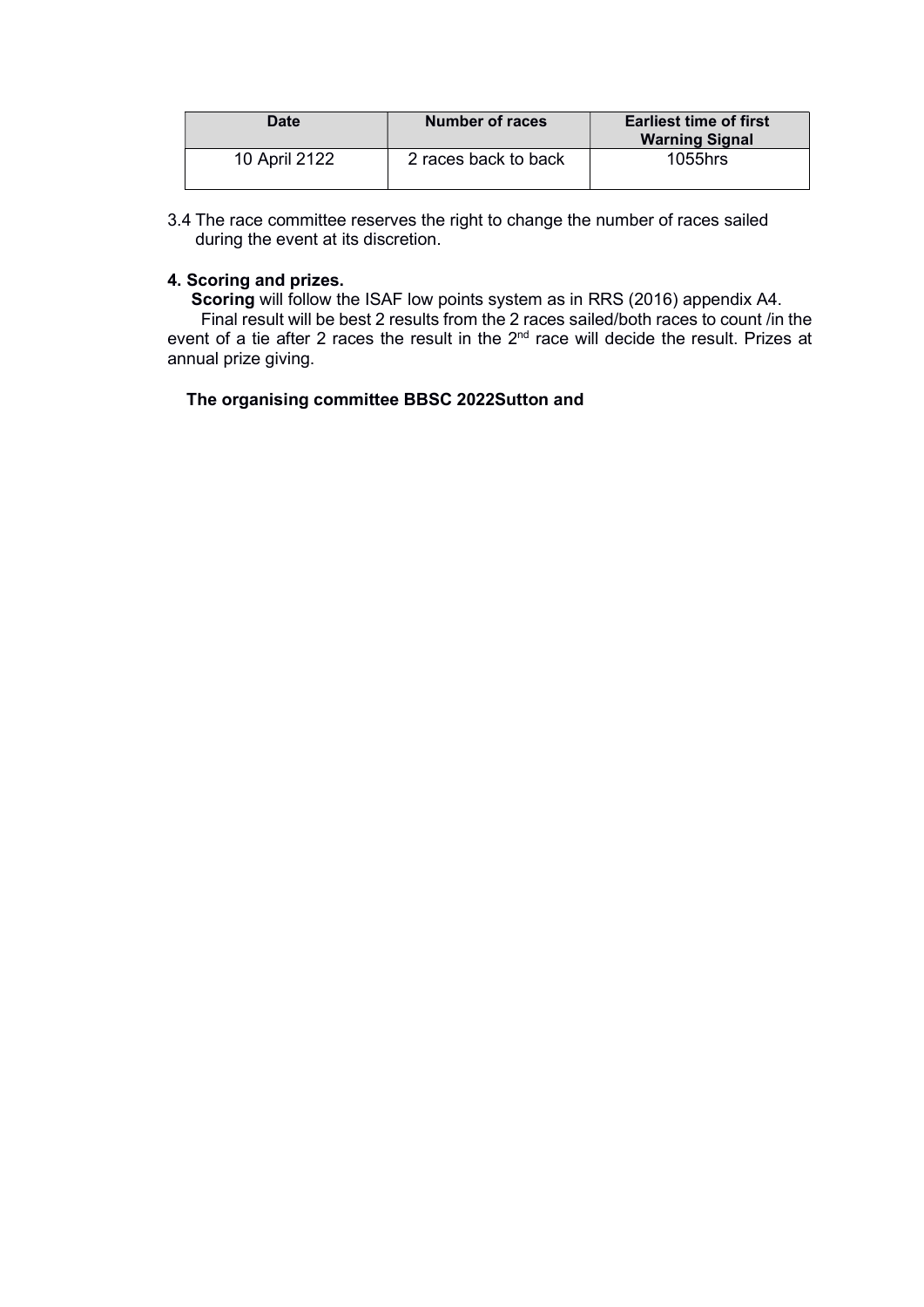| Date | Number of races | Earliest time of first Warning Signal |
|---|---|---|
| 10 April 2122 | 2 races back to back | 1055hrs |

3.4 The race committee reserves the right to change the number of races sailed during the event at its discretion.

**4. Scoring and prizes.**

**Scoring** will follow the ISAF low points system as in RRS (2016) appendix A4.

Final result will be best 2 results from the 2 races sailed/both races to count /in the event of a tie after 2 races the result in the 2nd race will decide the result. Prizes at annual prize giving.

**The organising committee BBSC 2022Sutton and**